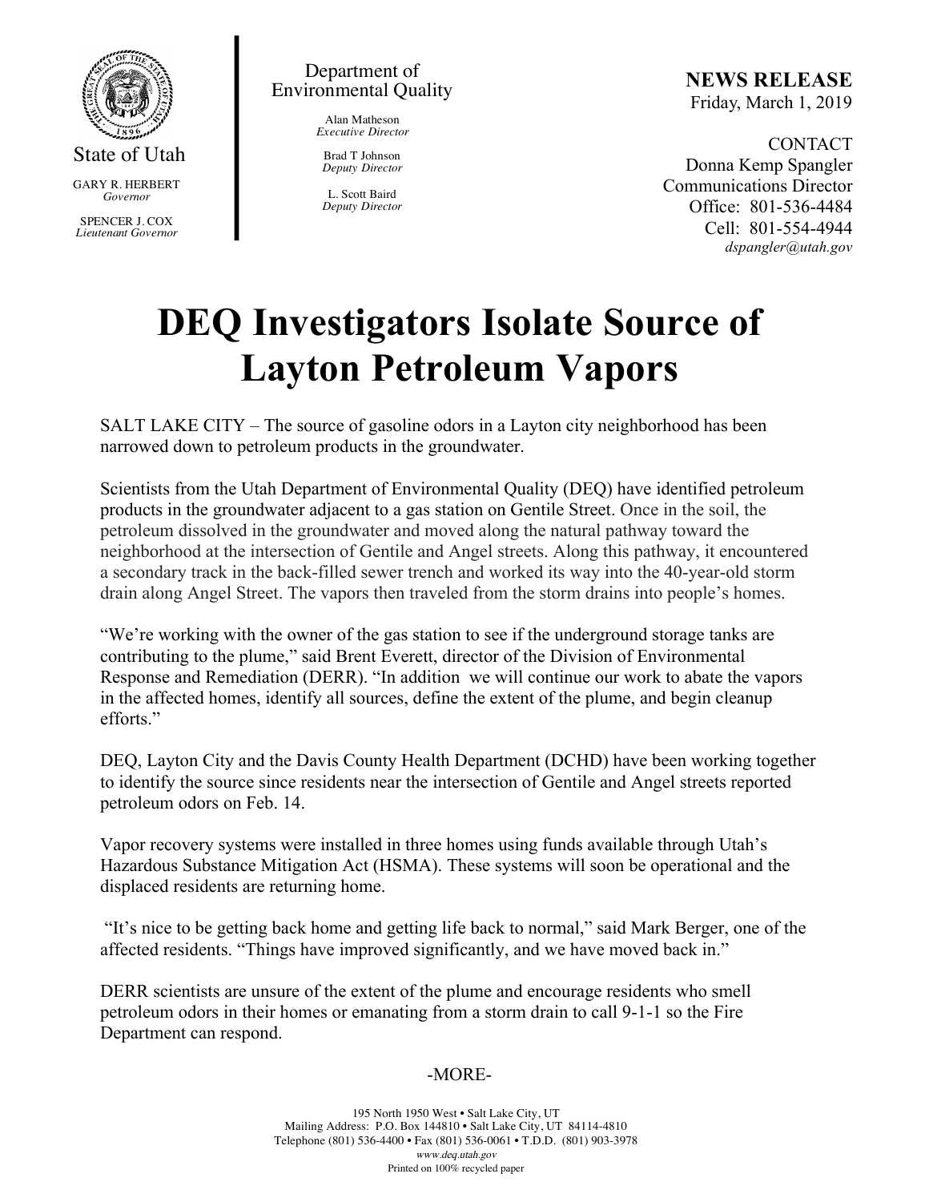State of Utah

GARY R. HERBERT
*Governor*

SPENCER J. COX
*Lieutenant Governor*

Department of Environmental Quality

Alan Matheson
*Executive Director*

Brad T Johnson
*Deputy Director*

L. Scott Baird
*Deputy Director*

**NEWS RELEASE**
Friday, March 1, 2019

CONTACT
Donna Kemp Spangler
Communications Director
Office: 801-536-4484
Cell: 801-554-4944
*dspangler@utah.gov*

# DEQ Investigators Isolate Source of Layton Petroleum Vapors

SALT LAKE CITY – The source of gasoline odors in a Layton city neighborhood has been narrowed down to petroleum products in the groundwater.

Scientists from the Utah Department of Environmental Quality (DEQ) have identified petroleum products in the groundwater adjacent to a gas station on Gentile Street. Once in the soil, the petroleum dissolved in the groundwater and moved along the natural pathway toward the neighborhood at the intersection of Gentile and Angel streets. Along this pathway, it encountered a secondary track in the back-filled sewer trench and worked its way into the 40-year-old storm drain along Angel Street. The vapors then traveled from the storm drains into people's homes.

"We're working with the owner of the gas station to see if the underground storage tanks are contributing to the plume," said Brent Everett, director of the Division of Environmental Response and Remediation (DERR). "In addition we will continue our work to abate the vapors in the affected homes, identify all sources, define the extent of the plume, and begin cleanup efforts."

DEQ, Layton City and the Davis County Health Department (DCHD) have been working together to identify the source since residents near the intersection of Gentile and Angel streets reported petroleum odors on Feb. 14.

Vapor recovery systems were installed in three homes using funds available through Utah's Hazardous Substance Mitigation Act (HSMA). These systems will soon be operational and the displaced residents are returning home.

"It's nice to be getting back home and getting life back to normal," said Mark Berger, one of the affected residents. "Things have improved significantly, and we have moved back in."

DERR scientists are unsure of the extent of the plume and encourage residents who smell petroleum odors in their homes or emanating from a storm drain to call 9-1-1 so the Fire Department can respond.

-MORE-

195 North 1950 West • Salt Lake City, UT
Mailing Address: P.O. Box 144810 • Salt Lake City, UT 84114-4810
Telephone (801) 536-4400 • Fax (801) 536-0061 • T.D.D. (801) 903-3978
*www.deq.utah.gov*
Printed on 100% recycled paper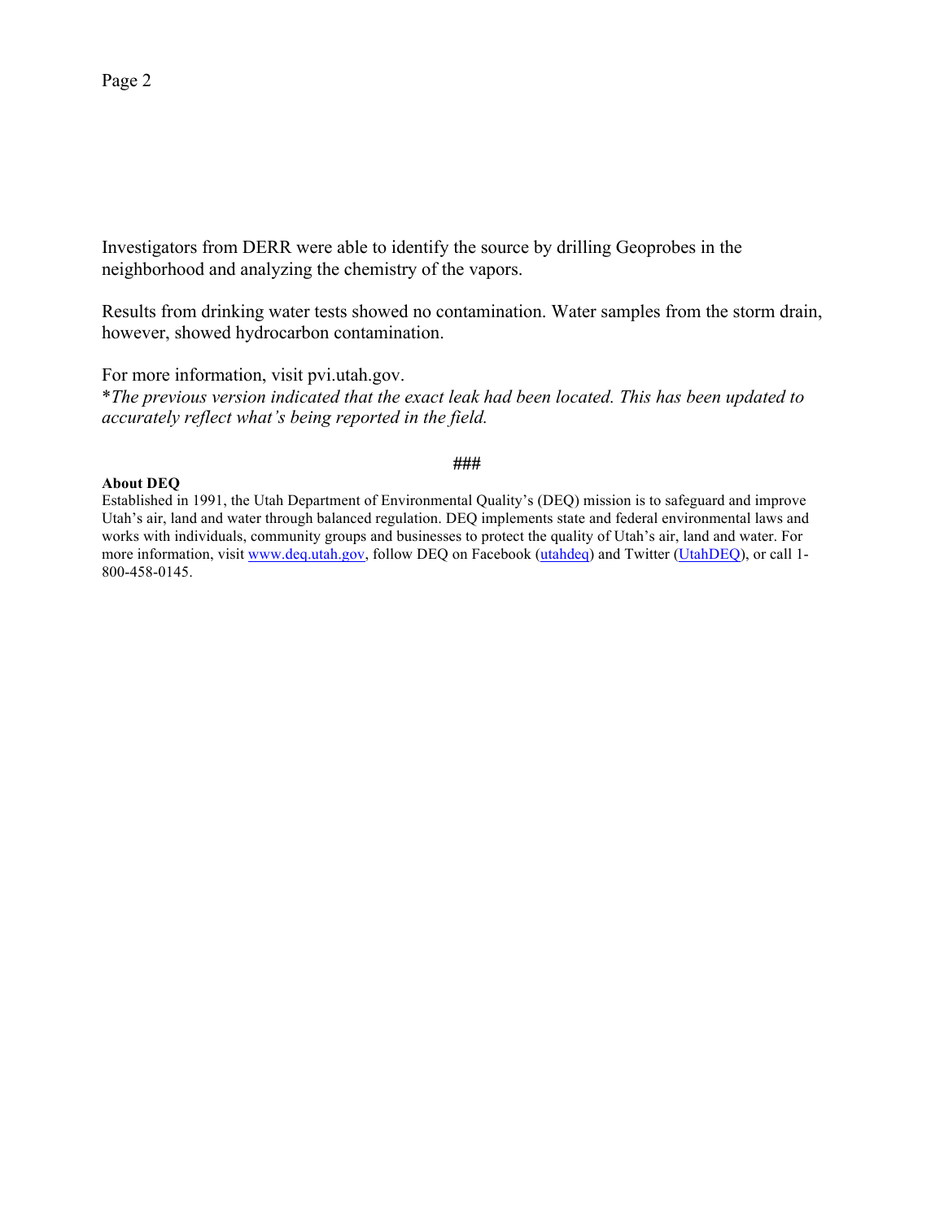Investigators from DERR were able to identify the source by drilling Geoprobes in the neighborhood and analyzing the chemistry of the vapors.

Results from drinking water tests showed no contamination. Water samples from the storm drain, however, showed hydrocarbon contamination.

For more information, visit pvi.utah.gov.

*\*The previous version indicated that the exact leak had been located. This has been updated to accurately reflect what's being reported in the field.*

###

**About DEQ**

Established in 1991, the Utah Department of Environmental Quality's (DEQ) mission is to safeguard and improve Utah's air, land and water through balanced regulation. DEQ implements state and federal environmental laws and works with individuals, community groups and businesses to protect the quality of Utah's air, land and water. For more information, visit [www.deq.utah.gov](http://www.deq.utah.gov), follow DEQ on Facebook ([utahdeq](https://www.facebook.com/utahdeq)) and Twitter ([UtahDEQ](https://twitter.com/UtahDEQ)), or call 1-800-458-0145.